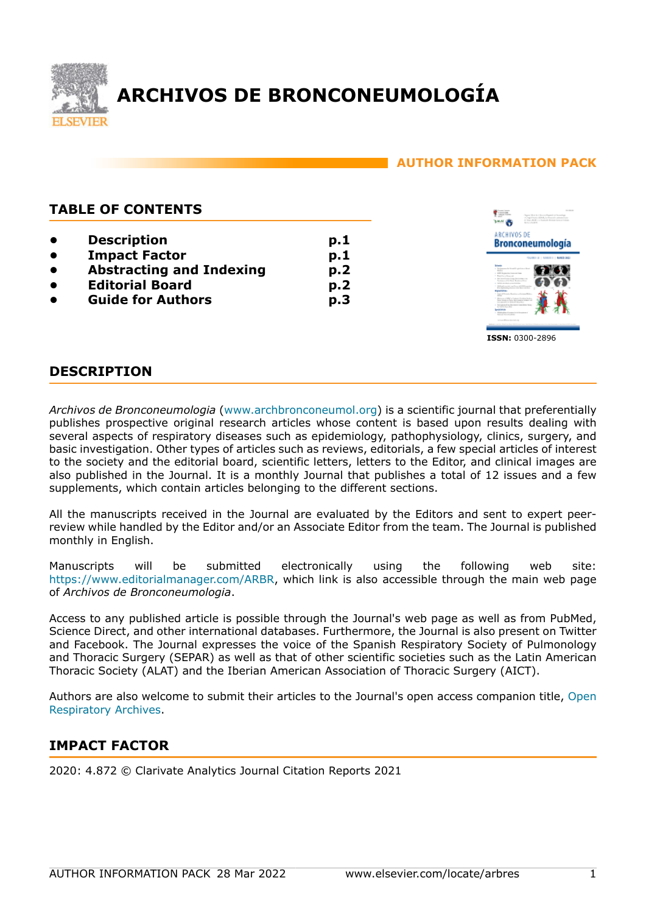# ARCHIVOS DE BRONCONEUMOLOGÍA

**AUTHOR INFORMATION PACK**

## TABLE OF CONTENTS

- **Description** **p.1**
- **Impact Factor** **p.1**
- **Abstracting and Indexing** **p.2**
- **Editorial Board** **p.2**
- **Guide for Authors** **p.3**

**ISSN:** 0300-2896

## DESCRIPTION

*Archivos de Bronconeumologia* (www.archbronconeumol.org) is a scientific journal that preferentially publishes prospective original research articles whose content is based upon results dealing with several aspects of respiratory diseases such as epidemiology, pathophysiology, clinics, surgery, and basic investigation. Other types of articles such as reviews, editorials, a few special articles of interest to the society and the editorial board, scientific letters, letters to the Editor, and clinical images are also published in the Journal. It is a monthly Journal that publishes a total of 12 issues and a few supplements, which contain articles belonging to the different sections.

All the manuscripts received in the Journal are evaluated by the Editors and sent to expert peer-review while handled by the Editor and/or an Associate Editor from the team. The Journal is published monthly in English.

Manuscripts will be submitted electronically using the following web site: https://www.editorialmanager.com/ARBR, which link is also accessible through the main web page of *Archivos de Bronconeumologia*.

Access to any published article is possible through the Journal's web page as well as from PubMed, Science Direct, and other international databases. Furthermore, the Journal is also present on Twitter and Facebook. The Journal expresses the voice of the Spanish Respiratory Society of Pulmonology and Thoracic Surgery (SEPAR) as well as that of other scientific societies such as the Latin American Thoracic Society (ALAT) and the Iberian American Association of Thoracic Surgery (AICT).

Authors are also welcome to submit their articles to the Journal's open access companion title, Open Respiratory Archives.

## IMPACT FACTOR

2020: 4.872 © Clarivate Analytics Journal Citation Reports 2021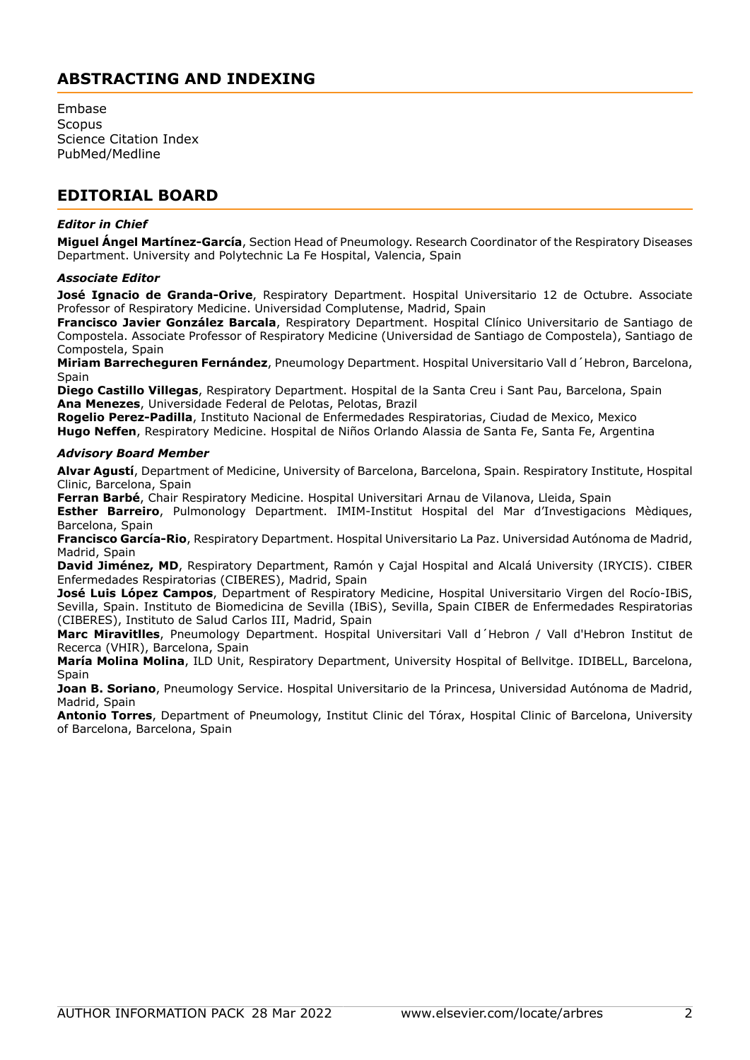## ABSTRACTING AND INDEXING

Embase
Scopus
Science Citation Index
PubMed/Medline

## EDITORIAL BOARD

### *Editor in Chief*

**Miguel Ángel Martínez-García**, Section Head of Pneumology. Research Coordinator of the Respiratory Diseases Department. University and Polytechnic La Fe Hospital, Valencia, Spain

### *Associate Editor*

**José Ignacio de Granda-Orive**, Respiratory Department. Hospital Universitario 12 de Octubre. Associate Professor of Respiratory Medicine. Universidad Complutense, Madrid, Spain
**Francisco Javier González Barcala**, Respiratory Department. Hospital Clínico Universitario de Santiago de Compostela. Associate Professor of Respiratory Medicine (Universidad de Santiago de Compostela), Santiago de Compostela, Spain
**Miriam Barrecheguren Fernández**, Pneumology Department. Hospital Universitario Vall d´Hebron, Barcelona, Spain
**Diego Castillo Villegas**, Respiratory Department. Hospital de la Santa Creu i Sant Pau, Barcelona, Spain
**Ana Menezes**, Universidade Federal de Pelotas, Pelotas, Brazil
**Rogelio Perez-Padilla**, Instituto Nacional de Enfermedades Respiratorias, Ciudad de Mexico, Mexico
**Hugo Neffen**, Respiratory Medicine. Hospital de Niños Orlando Alassia de Santa Fe, Santa Fe, Argentina

### *Advisory Board Member*

**Alvar Agustí**, Department of Medicine, University of Barcelona, Barcelona, Spain. Respiratory Institute, Hospital Clinic, Barcelona, Spain
**Ferran Barbé**, Chair Respiratory Medicine. Hospital Universitari Arnau de Vilanova, Lleida, Spain
**Esther Barreiro**, Pulmonology Department. IMIM-Institut Hospital del Mar d'Investigacions Mèdiques, Barcelona, Spain
**Francisco García-Rio**, Respiratory Department. Hospital Universitario La Paz. Universidad Autónoma de Madrid, Madrid, Spain
**David Jiménez, MD**, Respiratory Department, Ramón y Cajal Hospital and Alcalá University (IRYCIS). CIBER Enfermedades Respiratorias (CIBERES), Madrid, Spain
**José Luis López Campos**, Department of Respiratory Medicine, Hospital Universitario Virgen del Rocío-IBiS, Sevilla, Spain. Instituto de Biomedicina de Sevilla (IBiS), Sevilla, Spain CIBER de Enfermedades Respiratorias (CIBERES), Instituto de Salud Carlos III, Madrid, Spain
**Marc Miravitlles**, Pneumology Department. Hospital Universitari Vall d´Hebron / Vall d'Hebron Institut de Recerca (VHIR), Barcelona, Spain
**María Molina Molina**, ILD Unit, Respiratory Department, University Hospital of Bellvitge. IDIBELL, Barcelona, Spain
**Joan B. Soriano**, Pneumology Service. Hospital Universitario de la Princesa, Universidad Autónoma de Madrid, Madrid, Spain
**Antonio Torres**, Department of Pneumology, Institut Clinic del Tórax, Hospital Clinic of Barcelona, University of Barcelona, Barcelona, Spain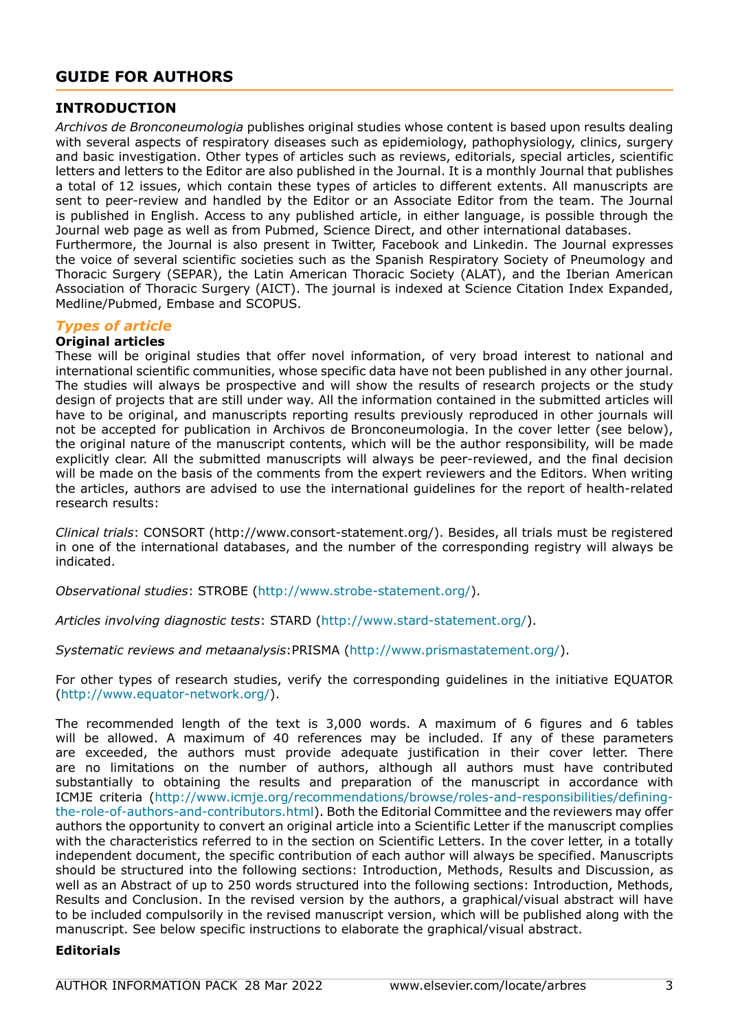# GUIDE FOR AUTHORS

## INTRODUCTION

*Archivos de Bronconeumologia* publishes original studies whose content is based upon results dealing with several aspects of respiratory diseases such as epidemiology, pathophysiology, clinics, surgery and basic investigation. Other types of articles such as reviews, editorials, special articles, scientific letters and letters to the Editor are also published in the Journal. It is a monthly Journal that publishes a total of 12 issues, which contain these types of articles to different extents. All manuscripts are sent to peer-review and handled by the Editor or an Associate Editor from the team. The Journal is published in English. Access to any published article, in either language, is possible through the Journal web page as well as from Pubmed, Science Direct, and other international databases.
Furthermore, the Journal is also present in Twitter, Facebook and Linkedin. The Journal expresses the voice of several scientific societies such as the Spanish Respiratory Society of Pneumology and Thoracic Surgery (SEPAR), the Latin American Thoracic Society (ALAT), and the Iberian American Association of Thoracic Surgery (AICT). The journal is indexed at Science Citation Index Expanded, Medline/Pubmed, Embase and SCOPUS.

### *Types of article*

**Original articles**

These will be original studies that offer novel information, of very broad interest to national and international scientific communities, whose specific data have not been published in any other journal. The studies will always be prospective and will show the results of research projects or the study design of projects that are still under way. All the information contained in the submitted articles will have to be original, and manuscripts reporting results previously reproduced in other journals will not be accepted for publication in Archivos de Bronconeumologia. In the cover letter (see below), the original nature of the manuscript contents, which will be the author responsibility, will be made explicitly clear. All the submitted manuscripts will always be peer-reviewed, and the final decision will be made on the basis of the comments from the expert reviewers and the Editors. When writing the articles, authors are advised to use the international guidelines for the report of health-related research results:

*Clinical trials*: CONSORT (http://www.consort-statement.org/). Besides, all trials must be registered in one of the international databases, and the number of the corresponding registry will always be indicated.

*Observational studies*: STROBE (http://www.strobe-statement.org/).

*Articles involving diagnostic tests*: STARD (http://www.stard-statement.org/).

*Systematic reviews and metaanalysis*:PRISMA (http://www.prismastatement.org/).

For other types of research studies, verify the corresponding guidelines in the initiative EQUATOR (http://www.equator-network.org/).

The recommended length of the text is 3,000 words. A maximum of 6 figures and 6 tables will be allowed. A maximum of 40 references may be included. If any of these parameters are exceeded, the authors must provide adequate justification in their cover letter. There are no limitations on the number of authors, although all authors must have contributed substantially to obtaining the results and preparation of the manuscript in accordance with ICMJE criteria (http://www.icmje.org/recommendations/browse/roles-and-responsibilities/defining-the-role-of-authors-and-contributors.html). Both the Editorial Committee and the reviewers may offer authors the opportunity to convert an original article into a Scientific Letter if the manuscript complies with the characteristics referred to in the section on Scientific Letters. In the cover letter, in a totally independent document, the specific contribution of each author will always be specified. Manuscripts should be structured into the following sections: Introduction, Methods, Results and Discussion, as well as an Abstract of up to 250 words structured into the following sections: Introduction, Methods, Results and Conclusion. In the revised version by the authors, a graphical/visual abstract will have to be included compulsorily in the revised manuscript version, which will be published along with the manuscript. See below specific instructions to elaborate the graphical/visual abstract.

**Editorials**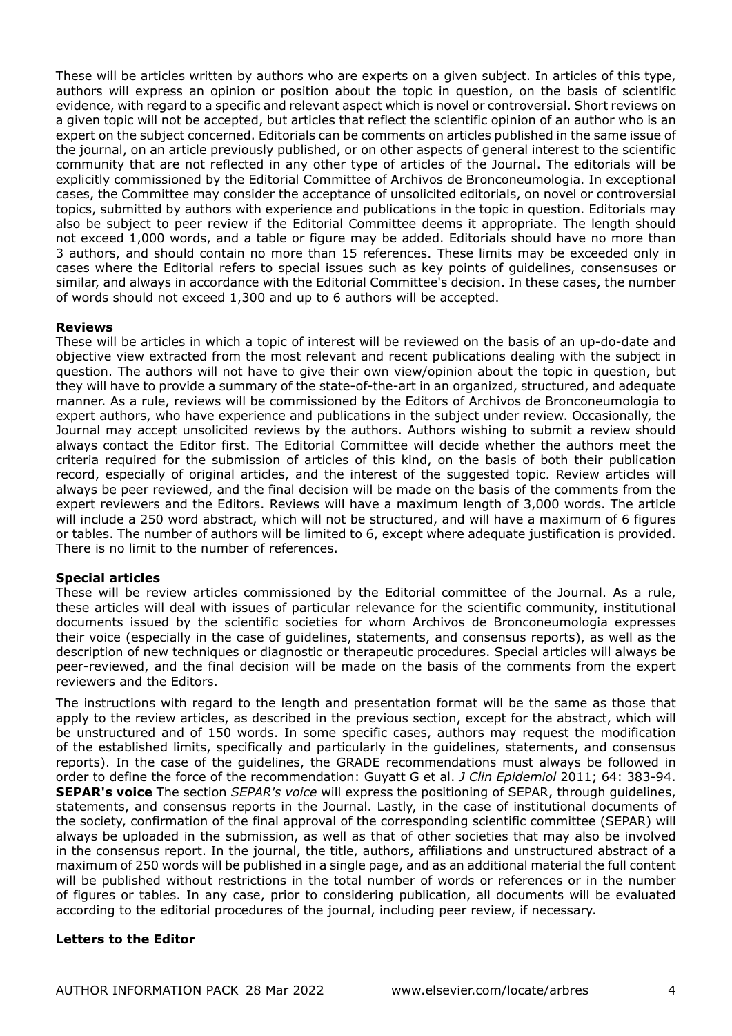These will be articles written by authors who are experts on a given subject. In articles of this type, authors will express an opinion or position about the topic in question, on the basis of scientific evidence, with regard to a specific and relevant aspect which is novel or controversial. Short reviews on a given topic will not be accepted, but articles that reflect the scientific opinion of an author who is an expert on the subject concerned. Editorials can be comments on articles published in the same issue of the journal, on an article previously published, or on other aspects of general interest to the scientific community that are not reflected in any other type of articles of the Journal. The editorials will be explicitly commissioned by the Editorial Committee of Archivos de Bronconeumologia. In exceptional cases, the Committee may consider the acceptance of unsolicited editorials, on novel or controversial topics, submitted by authors with experience and publications in the topic in question. Editorials may also be subject to peer review if the Editorial Committee deems it appropriate. The length should not exceed 1,000 words, and a table or figure may be added. Editorials should have no more than 3 authors, and should contain no more than 15 references. These limits may be exceeded only in cases where the Editorial refers to special issues such as key points of guidelines, consensuses or similar, and always in accordance with the Editorial Committee's decision. In these cases, the number of words should not exceed 1,300 and up to 6 authors will be accepted.

**Reviews**

These will be articles in which a topic of interest will be reviewed on the basis of an up-do-date and objective view extracted from the most relevant and recent publications dealing with the subject in question. The authors will not have to give their own view/opinion about the topic in question, but they will have to provide a summary of the state-of-the-art in an organized, structured, and adequate manner. As a rule, reviews will be commissioned by the Editors of Archivos de Bronconeumologia to expert authors, who have experience and publications in the subject under review. Occasionally, the Journal may accept unsolicited reviews by the authors. Authors wishing to submit a review should always contact the Editor first. The Editorial Committee will decide whether the authors meet the criteria required for the submission of articles of this kind, on the basis of both their publication record, especially of original articles, and the interest of the suggested topic. Review articles will always be peer reviewed, and the final decision will be made on the basis of the comments from the expert reviewers and the Editors. Reviews will have a maximum length of 3,000 words. The article will include a 250 word abstract, which will not be structured, and will have a maximum of 6 figures or tables. The number of authors will be limited to 6, except where adequate justification is provided. There is no limit to the number of references.

**Special articles**

These will be review articles commissioned by the Editorial committee of the Journal. As a rule, these articles will deal with issues of particular relevance for the scientific community, institutional documents issued by the scientific societies for whom Archivos de Bronconeumologia expresses their voice (especially in the case of guidelines, statements, and consensus reports), as well as the description of new techniques or diagnostic or therapeutic procedures. Special articles will always be peer-reviewed, and the final decision will be made on the basis of the comments from the expert reviewers and the Editors.

The instructions with regard to the length and presentation format will be the same as those that apply to the review articles, as described in the previous section, except for the abstract, which will be unstructured and of 150 words. In some specific cases, authors may request the modification of the established limits, specifically and particularly in the guidelines, statements, and consensus reports). In the case of the guidelines, the GRADE recommendations must always be followed in order to define the force of the recommendation: Guyatt G et al. *J Clin Epidemiol* 2011; 64: 383-94. **SEPAR's voice** The section *SEPAR's voice* will express the positioning of SEPAR, through guidelines, statements, and consensus reports in the Journal. Lastly, in the case of institutional documents of the society, confirmation of the final approval of the corresponding scientific committee (SEPAR) will always be uploaded in the submission, as well as that of other societies that may also be involved in the consensus report. In the journal, the title, authors, affiliations and unstructured abstract of a maximum of 250 words will be published in a single page, and as an additional material the full content will be published without restrictions in the total number of words or references or in the number of figures or tables. In any case, prior to considering publication, all documents will be evaluated according to the editorial procedures of the journal, including peer review, if necessary.

**Letters to the Editor**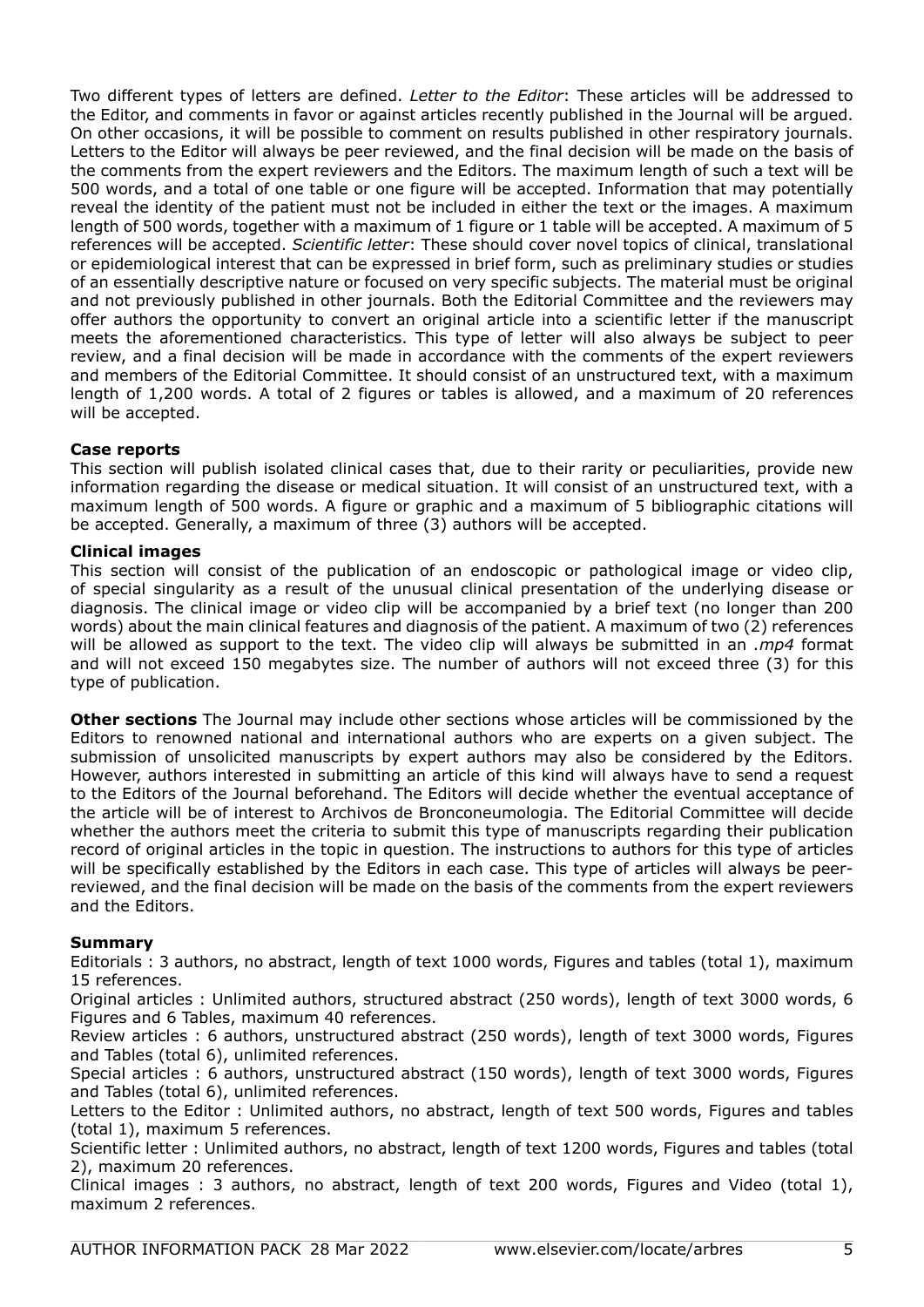Two different types of letters are defined. *Letter to the Editor*: These articles will be addressed to the Editor, and comments in favor or against articles recently published in the Journal will be argued. On other occasions, it will be possible to comment on results published in other respiratory journals. Letters to the Editor will always be peer reviewed, and the final decision will be made on the basis of the comments from the expert reviewers and the Editors. The maximum length of such a text will be 500 words, and a total of one table or one figure will be accepted. Information that may potentially reveal the identity of the patient must not be included in either the text or the images. A maximum length of 500 words, together with a maximum of 1 figure or 1 table will be accepted. A maximum of 5 references will be accepted. *Scientific letter*: These should cover novel topics of clinical, translational or epidemiological interest that can be expressed in brief form, such as preliminary studies or studies of an essentially descriptive nature or focused on very specific subjects. The material must be original and not previously published in other journals. Both the Editorial Committee and the reviewers may offer authors the opportunity to convert an original article into a scientific letter if the manuscript meets the aforementioned characteristics. This type of letter will also always be subject to peer review, and a final decision will be made in accordance with the comments of the expert reviewers and members of the Editorial Committee. It should consist of an unstructured text, with a maximum length of 1,200 words. A total of 2 figures or tables is allowed, and a maximum of 20 references will be accepted.

**Case reports**

This section will publish isolated clinical cases that, due to their rarity or peculiarities, provide new information regarding the disease or medical situation. It will consist of an unstructured text, with a maximum length of 500 words. A figure or graphic and a maximum of 5 bibliographic citations will be accepted. Generally, a maximum of three (3) authors will be accepted.

**Clinical images**

This section will consist of the publication of an endoscopic or pathological image or video clip, of special singularity as a result of the unusual clinical presentation of the underlying disease or diagnosis. The clinical image or video clip will be accompanied by a brief text (no longer than 200 words) about the main clinical features and diagnosis of the patient. A maximum of two (2) references will be allowed as support to the text. The video clip will always be submitted in an *.mp4* format and will not exceed 150 megabytes size. The number of authors will not exceed three (3) for this type of publication.

**Other sections** The Journal may include other sections whose articles will be commissioned by the Editors to renowned national and international authors who are experts on a given subject. The submission of unsolicited manuscripts by expert authors may also be considered by the Editors. However, authors interested in submitting an article of this kind will always have to send a request to the Editors of the Journal beforehand. The Editors will decide whether the eventual acceptance of the article will be of interest to Archivos de Bronconeumologia. The Editorial Committee will decide whether the authors meet the criteria to submit this type of manuscripts regarding their publication record of original articles in the topic in question. The instructions to authors for this type of articles will be specifically established by the Editors in each case. This type of articles will always be peer-reviewed, and the final decision will be made on the basis of the comments from the expert reviewers and the Editors.

**Summary**

Editorials : 3 authors, no abstract, length of text 1000 words, Figures and tables (total 1), maximum 15 references.

Original articles : Unlimited authors, structured abstract (250 words), length of text 3000 words, 6 Figures and 6 Tables, maximum 40 references.

Review articles : 6 authors, unstructured abstract (250 words), length of text 3000 words, Figures and Tables (total 6), unlimited references.

Special articles : 6 authors, unstructured abstract (150 words), length of text 3000 words, Figures and Tables (total 6), unlimited references.

Letters to the Editor : Unlimited authors, no abstract, length of text 500 words, Figures and tables (total 1), maximum 5 references.

Scientific letter : Unlimited authors, no abstract, length of text 1200 words, Figures and tables (total 2), maximum 20 references.

Clinical images : 3 authors, no abstract, length of text 200 words, Figures and Video (total 1), maximum 2 references.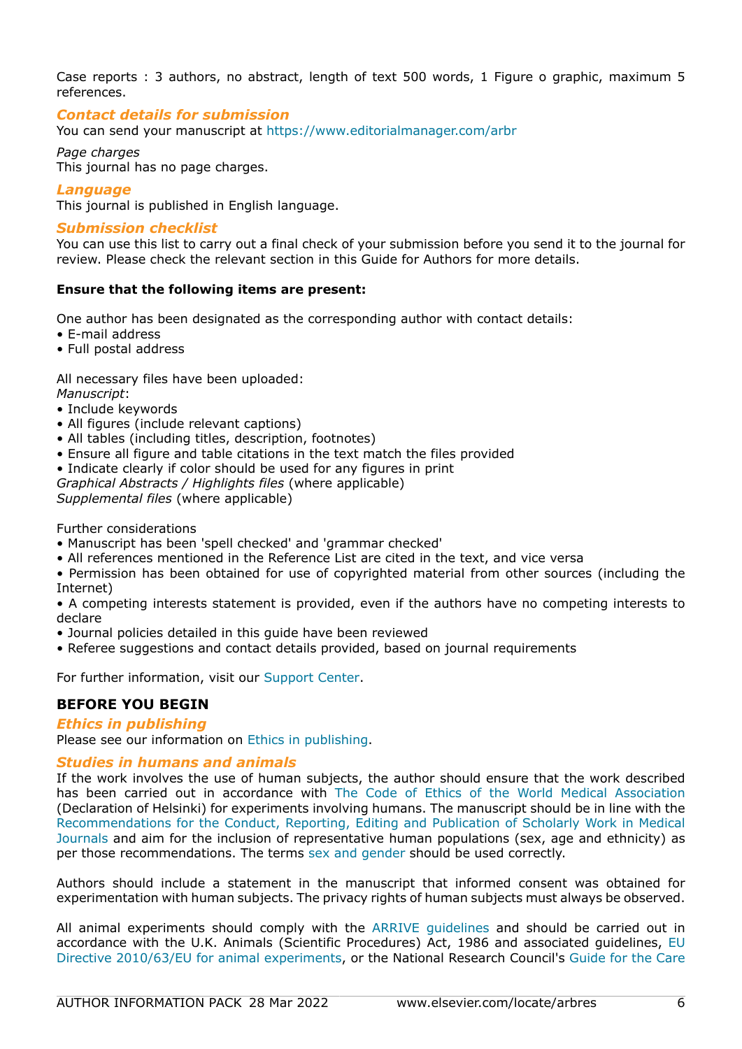Case reports : 3 authors, no abstract, length of text 500 words, 1 Figure o graphic, maximum 5 references.

### *Contact details for submission*

You can send your manuscript at https://www.editorialmanager.com/arbr

*Page charges*

This journal has no page charges.

### *Language*

This journal is published in English language.

### *Submission checklist*

You can use this list to carry out a final check of your submission before you send it to the journal for review. Please check the relevant section in this Guide for Authors for more details.

**Ensure that the following items are present:**

One author has been designated as the corresponding author with contact details:
• E-mail address
• Full postal address

All necessary files have been uploaded:
*Manuscript*:
• Include keywords
• All figures (include relevant captions)
• All tables (including titles, description, footnotes)
• Ensure all figure and table citations in the text match the files provided
• Indicate clearly if color should be used for any figures in print
*Graphical Abstracts / Highlights files* (where applicable)
*Supplemental files* (where applicable)

Further considerations
• Manuscript has been 'spell checked' and 'grammar checked'
• All references mentioned in the Reference List are cited in the text, and vice versa
• Permission has been obtained for use of copyrighted material from other sources (including the Internet)
• A competing interests statement is provided, even if the authors have no competing interests to declare
• Journal policies detailed in this guide have been reviewed
• Referee suggestions and contact details provided, based on journal requirements

For further information, visit our Support Center.

## BEFORE YOU BEGIN

### *Ethics in publishing*

Please see our information on Ethics in publishing.

### *Studies in humans and animals*

If the work involves the use of human subjects, the author should ensure that the work described has been carried out in accordance with The Code of Ethics of the World Medical Association (Declaration of Helsinki) for experiments involving humans. The manuscript should be in line with the Recommendations for the Conduct, Reporting, Editing and Publication of Scholarly Work in Medical Journals and aim for the inclusion of representative human populations (sex, age and ethnicity) as per those recommendations. The terms sex and gender should be used correctly.

Authors should include a statement in the manuscript that informed consent was obtained for experimentation with human subjects. The privacy rights of human subjects must always be observed.

All animal experiments should comply with the ARRIVE guidelines and should be carried out in accordance with the U.K. Animals (Scientific Procedures) Act, 1986 and associated guidelines, EU Directive 2010/63/EU for animal experiments, or the National Research Council's Guide for the Care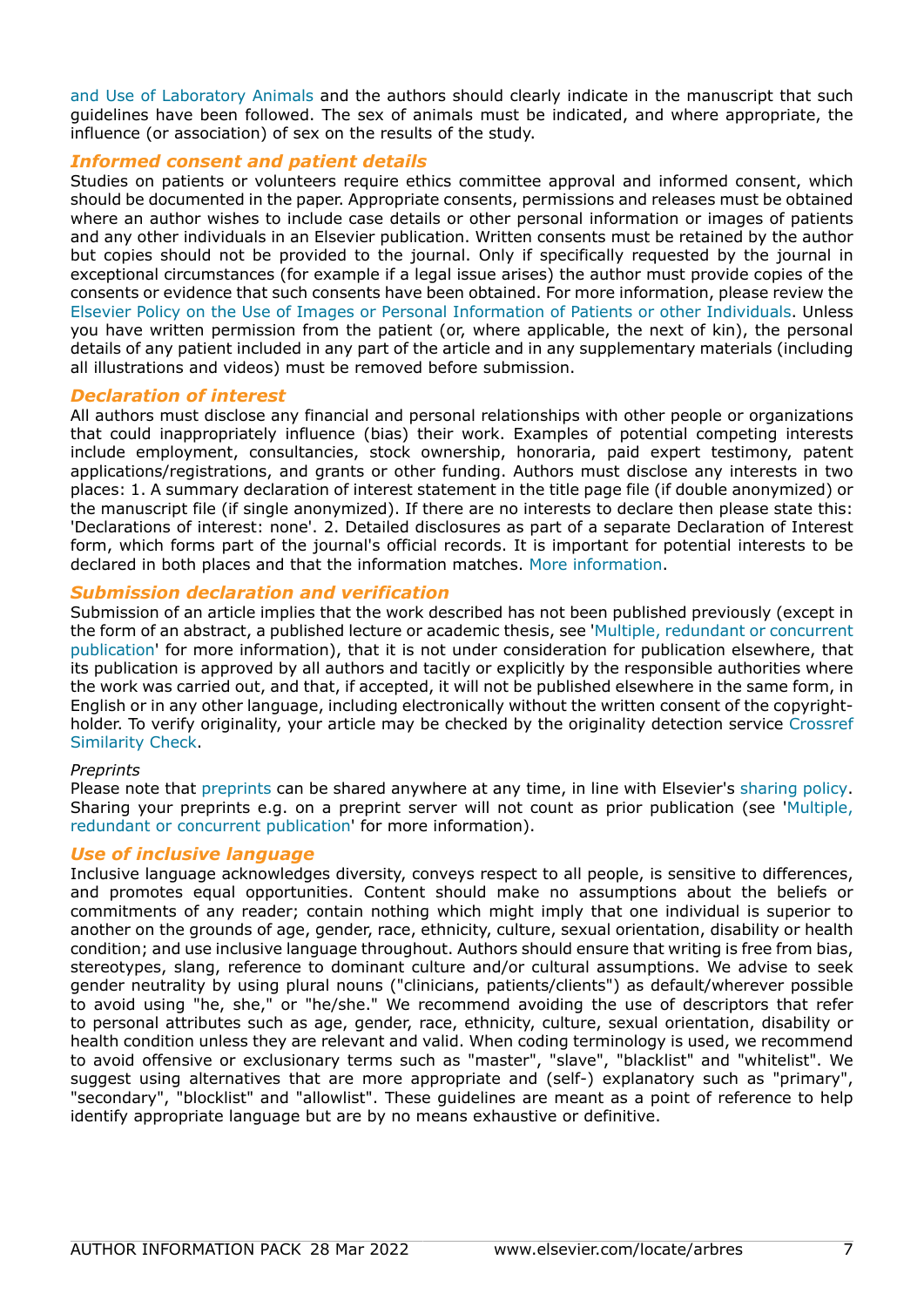and Use of Laboratory Animals and the authors should clearly indicate in the manuscript that such guidelines have been followed. The sex of animals must be indicated, and where appropriate, the influence (or association) of sex on the results of the study.

### *Informed consent and patient details*

Studies on patients or volunteers require ethics committee approval and informed consent, which should be documented in the paper. Appropriate consents, permissions and releases must be obtained where an author wishes to include case details or other personal information or images of patients and any other individuals in an Elsevier publication. Written consents must be retained by the author but copies should not be provided to the journal. Only if specifically requested by the journal in exceptional circumstances (for example if a legal issue arises) the author must provide copies of the consents or evidence that such consents have been obtained. For more information, please review the Elsevier Policy on the Use of Images or Personal Information of Patients or other Individuals. Unless you have written permission from the patient (or, where applicable, the next of kin), the personal details of any patient included in any part of the article and in any supplementary materials (including all illustrations and videos) must be removed before submission.

### *Declaration of interest*

All authors must disclose any financial and personal relationships with other people or organizations that could inappropriately influence (bias) their work. Examples of potential competing interests include employment, consultancies, stock ownership, honoraria, paid expert testimony, patent applications/registrations, and grants or other funding. Authors must disclose any interests in two places: 1. A summary declaration of interest statement in the title page file (if double anonymized) or the manuscript file (if single anonymized). If there are no interests to declare then please state this: 'Declarations of interest: none'. 2. Detailed disclosures as part of a separate Declaration of Interest form, which forms part of the journal's official records. It is important for potential interests to be declared in both places and that the information matches. More information.

### *Submission declaration and verification*

Submission of an article implies that the work described has not been published previously (except in the form of an abstract, a published lecture or academic thesis, see 'Multiple, redundant or concurrent publication' for more information), that it is not under consideration for publication elsewhere, that its publication is approved by all authors and tacitly or explicitly by the responsible authorities where the work was carried out, and that, if accepted, it will not be published elsewhere in the same form, in English or in any other language, including electronically without the written consent of the copyright-holder. To verify originality, your article may be checked by the originality detection service Crossref Similarity Check.

*Preprints*

Please note that preprints can be shared anywhere at any time, in line with Elsevier's sharing policy. Sharing your preprints e.g. on a preprint server will not count as prior publication (see 'Multiple, redundant or concurrent publication' for more information).

### *Use of inclusive language*

Inclusive language acknowledges diversity, conveys respect to all people, is sensitive to differences, and promotes equal opportunities. Content should make no assumptions about the beliefs or commitments of any reader; contain nothing which might imply that one individual is superior to another on the grounds of age, gender, race, ethnicity, culture, sexual orientation, disability or health condition; and use inclusive language throughout. Authors should ensure that writing is free from bias, stereotypes, slang, reference to dominant culture and/or cultural assumptions. We advise to seek gender neutrality by using plural nouns ("clinicians, patients/clients") as default/wherever possible to avoid using "he, she," or "he/she." We recommend avoiding the use of descriptors that refer to personal attributes such as age, gender, race, ethnicity, culture, sexual orientation, disability or health condition unless they are relevant and valid. When coding terminology is used, we recommend to avoid offensive or exclusionary terms such as "master", "slave", "blacklist" and "whitelist". We suggest using alternatives that are more appropriate and (self-) explanatory such as "primary", "secondary", "blocklist" and "allowlist". These guidelines are meant as a point of reference to help identify appropriate language but are by no means exhaustive or definitive.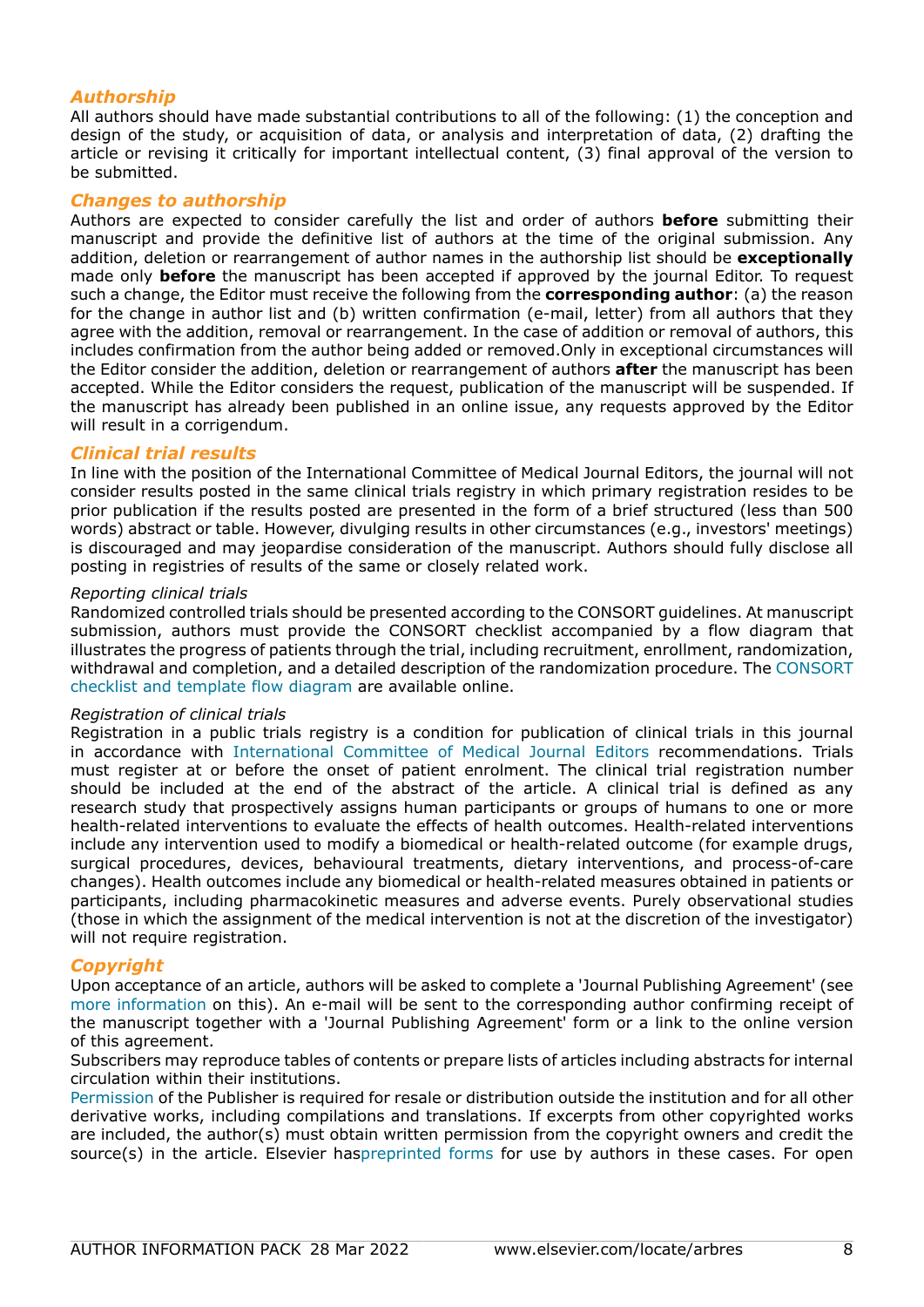### *Authorship*

All authors should have made substantial contributions to all of the following: (1) the conception and design of the study, or acquisition of data, or analysis and interpretation of data, (2) drafting the article or revising it critically for important intellectual content, (3) final approval of the version to be submitted.

### *Changes to authorship*

Authors are expected to consider carefully the list and order of authors **before** submitting their manuscript and provide the definitive list of authors at the time of the original submission. Any addition, deletion or rearrangement of author names in the authorship list should be **exceptionally** made only **before** the manuscript has been accepted if approved by the journal Editor. To request such a change, the Editor must receive the following from the **corresponding author**: (a) the reason for the change in author list and (b) written confirmation (e-mail, letter) from all authors that they agree with the addition, removal or rearrangement. In the case of addition or removal of authors, this includes confirmation from the author being added or removed.Only in exceptional circumstances will the Editor consider the addition, deletion or rearrangement of authors **after** the manuscript has been accepted. While the Editor considers the request, publication of the manuscript will be suspended. If the manuscript has already been published in an online issue, any requests approved by the Editor will result in a corrigendum.

### *Clinical trial results*

In line with the position of the International Committee of Medical Journal Editors, the journal will not consider results posted in the same clinical trials registry in which primary registration resides to be prior publication if the results posted are presented in the form of a brief structured (less than 500 words) abstract or table. However, divulging results in other circumstances (e.g., investors' meetings) is discouraged and may jeopardise consideration of the manuscript. Authors should fully disclose all posting in registries of results of the same or closely related work.

*Reporting clinical trials*

Randomized controlled trials should be presented according to the CONSORT guidelines. At manuscript submission, authors must provide the CONSORT checklist accompanied by a flow diagram that illustrates the progress of patients through the trial, including recruitment, enrollment, randomization, withdrawal and completion, and a detailed description of the randomization procedure. The CONSORT checklist and template flow diagram are available online.

*Registration of clinical trials*

Registration in a public trials registry is a condition for publication of clinical trials in this journal in accordance with International Committee of Medical Journal Editors recommendations. Trials must register at or before the onset of patient enrolment. The clinical trial registration number should be included at the end of the abstract of the article. A clinical trial is defined as any research study that prospectively assigns human participants or groups of humans to one or more health-related interventions to evaluate the effects of health outcomes. Health-related interventions include any intervention used to modify a biomedical or health-related outcome (for example drugs, surgical procedures, devices, behavioural treatments, dietary interventions, and process-of-care changes). Health outcomes include any biomedical or health-related measures obtained in patients or participants, including pharmacokinetic measures and adverse events. Purely observational studies (those in which the assignment of the medical intervention is not at the discretion of the investigator) will not require registration.

### *Copyright*

Upon acceptance of an article, authors will be asked to complete a 'Journal Publishing Agreement' (see more information on this). An e-mail will be sent to the corresponding author confirming receipt of the manuscript together with a 'Journal Publishing Agreement' form or a link to the online version of this agreement.

Subscribers may reproduce tables of contents or prepare lists of articles including abstracts for internal circulation within their institutions.

Permission of the Publisher is required for resale or distribution outside the institution and for all other derivative works, including compilations and translations. If excerpts from other copyrighted works are included, the author(s) must obtain written permission from the copyright owners and credit the source(s) in the article. Elsevier haspreprinted forms for use by authors in these cases. For open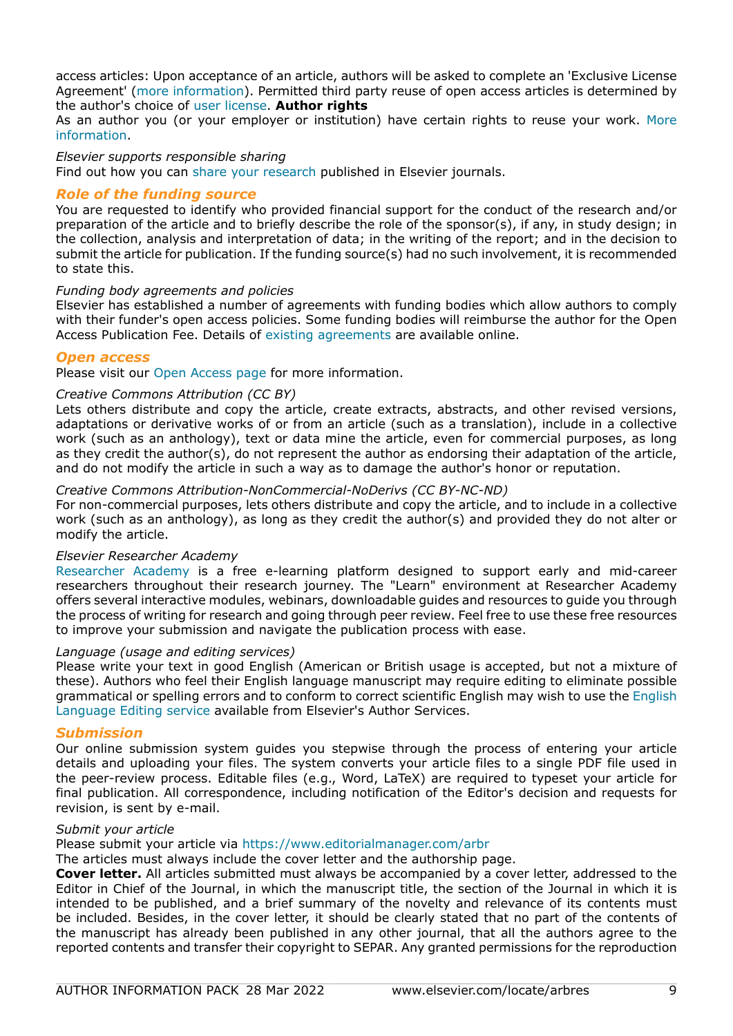access articles: Upon acceptance of an article, authors will be asked to complete an 'Exclusive License Agreement' (more information). Permitted third party reuse of open access articles is determined by the author's choice of user license. **Author rights**
As an author you (or your employer or institution) have certain rights to reuse your work. More information.

*Elsevier supports responsible sharing*
Find out how you can share your research published in Elsevier journals.

### *Role of the funding source*

You are requested to identify who provided financial support for the conduct of the research and/or preparation of the article and to briefly describe the role of the sponsor(s), if any, in study design; in the collection, analysis and interpretation of data; in the writing of the report; and in the decision to submit the article for publication. If the funding source(s) had no such involvement, it is recommended to state this.

*Funding body agreements and policies*
Elsevier has established a number of agreements with funding bodies which allow authors to comply with their funder's open access policies. Some funding bodies will reimburse the author for the Open Access Publication Fee. Details of existing agreements are available online.

### *Open access*

Please visit our Open Access page for more information.

*Creative Commons Attribution (CC BY)*
Lets others distribute and copy the article, create extracts, abstracts, and other revised versions, adaptations or derivative works of or from an article (such as a translation), include in a collective work (such as an anthology), text or data mine the article, even for commercial purposes, as long as they credit the author(s), do not represent the author as endorsing their adaptation of the article, and do not modify the article in such a way as to damage the author's honor or reputation.

*Creative Commons Attribution-NonCommercial-NoDerivs (CC BY-NC-ND)*
For non-commercial purposes, lets others distribute and copy the article, and to include in a collective work (such as an anthology), as long as they credit the author(s) and provided they do not alter or modify the article.

*Elsevier Researcher Academy*
Researcher Academy is a free e-learning platform designed to support early and mid-career researchers throughout their research journey. The "Learn" environment at Researcher Academy offers several interactive modules, webinars, downloadable guides and resources to guide you through the process of writing for research and going through peer review. Feel free to use these free resources to improve your submission and navigate the publication process with ease.

*Language (usage and editing services)*
Please write your text in good English (American or British usage is accepted, but not a mixture of these). Authors who feel their English language manuscript may require editing to eliminate possible grammatical or spelling errors and to conform to correct scientific English may wish to use the English Language Editing service available from Elsevier's Author Services.

### *Submission*

Our online submission system guides you stepwise through the process of entering your article details and uploading your files. The system converts your article files to a single PDF file used in the peer-review process. Editable files (e.g., Word, LaTeX) are required to typeset your article for final publication. All correspondence, including notification of the Editor's decision and requests for revision, is sent by e-mail.

*Submit your article*
Please submit your article via https://www.editorialmanager.com/arbr
The articles must always include the cover letter and the authorship page.
**Cover letter.** All articles submitted must always be accompanied by a cover letter, addressed to the Editor in Chief of the Journal, in which the manuscript title, the section of the Journal in which it is intended to be published, and a brief summary of the novelty and relevance of its contents must be included. Besides, in the cover letter, it should be clearly stated that no part of the contents of the manuscript has already been published in any other journal, that all the authors agree to the reported contents and transfer their copyright to SEPAR. Any granted permissions for the reproduction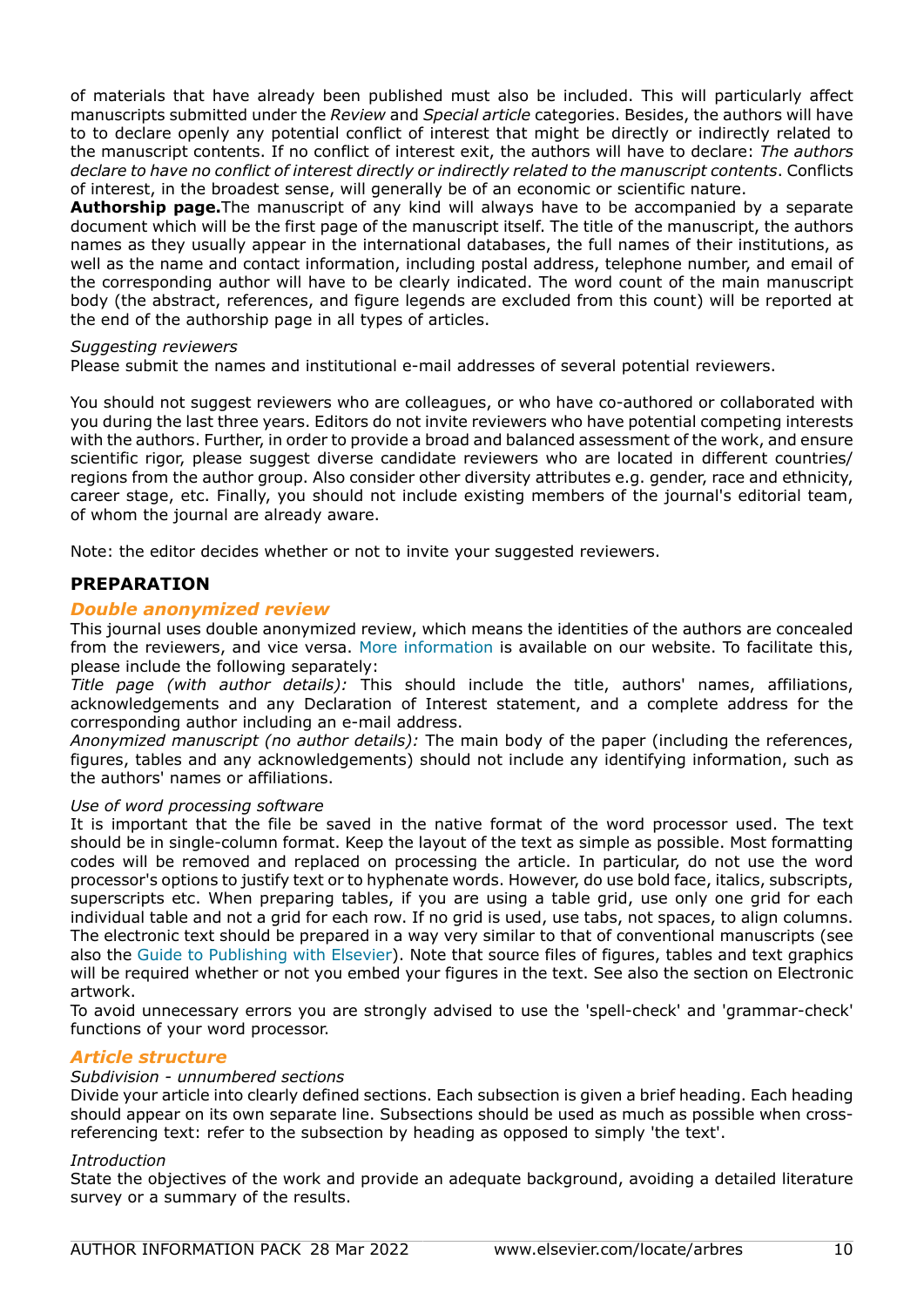of materials that have already been published must also be included. This will particularly affect manuscripts submitted under the *Review* and *Special article* categories. Besides, the authors will have to to declare openly any potential conflict of interest that might be directly or indirectly related to the manuscript contents. If no conflict of interest exit, the authors will have to declare: *The authors declare to have no conflict of interest directly or indirectly related to the manuscript contents*. Conflicts of interest, in the broadest sense, will generally be of an economic or scientific nature.

**Authorship page.**The manuscript of any kind will always have to be accompanied by a separate document which will be the first page of the manuscript itself. The title of the manuscript, the authors names as they usually appear in the international databases, the full names of their institutions, as well as the name and contact information, including postal address, telephone number, and email of the corresponding author will have to be clearly indicated. The word count of the main manuscript body (the abstract, references, and figure legends are excluded from this count) will be reported at the end of the authorship page in all types of articles.

*Suggesting reviewers*

Please submit the names and institutional e-mail addresses of several potential reviewers.

You should not suggest reviewers who are colleagues, or who have co-authored or collaborated with you during the last three years. Editors do not invite reviewers who have potential competing interests with the authors. Further, in order to provide a broad and balanced assessment of the work, and ensure scientific rigor, please suggest diverse candidate reviewers who are located in different countries/regions from the author group. Also consider other diversity attributes e.g. gender, race and ethnicity, career stage, etc. Finally, you should not include existing members of the journal's editorial team, of whom the journal are already aware.

Note: the editor decides whether or not to invite your suggested reviewers.

## PREPARATION

### *Double anonymized review*

This journal uses double anonymized review, which means the identities of the authors are concealed from the reviewers, and vice versa. More information is available on our website. To facilitate this, please include the following separately:

*Title page (with author details):* This should include the title, authors' names, affiliations, acknowledgements and any Declaration of Interest statement, and a complete address for the corresponding author including an e-mail address.

*Anonymized manuscript (no author details):* The main body of the paper (including the references, figures, tables and any acknowledgements) should not include any identifying information, such as the authors' names or affiliations.

*Use of word processing software*

It is important that the file be saved in the native format of the word processor used. The text should be in single-column format. Keep the layout of the text as simple as possible. Most formatting codes will be removed and replaced on processing the article. In particular, do not use the word processor's options to justify text or to hyphenate words. However, do use bold face, italics, subscripts, superscripts etc. When preparing tables, if you are using a table grid, use only one grid for each individual table and not a grid for each row. If no grid is used, use tabs, not spaces, to align columns. The electronic text should be prepared in a way very similar to that of conventional manuscripts (see also the Guide to Publishing with Elsevier). Note that source files of figures, tables and text graphics will be required whether or not you embed your figures in the text. See also the section on Electronic artwork.

To avoid unnecessary errors you are strongly advised to use the 'spell-check' and 'grammar-check' functions of your word processor.

### *Article structure*

*Subdivision - unnumbered sections*

Divide your article into clearly defined sections. Each subsection is given a brief heading. Each heading should appear on its own separate line. Subsections should be used as much as possible when cross-referencing text: refer to the subsection by heading as opposed to simply 'the text'.

*Introduction*

State the objectives of the work and provide an adequate background, avoiding a detailed literature survey or a summary of the results.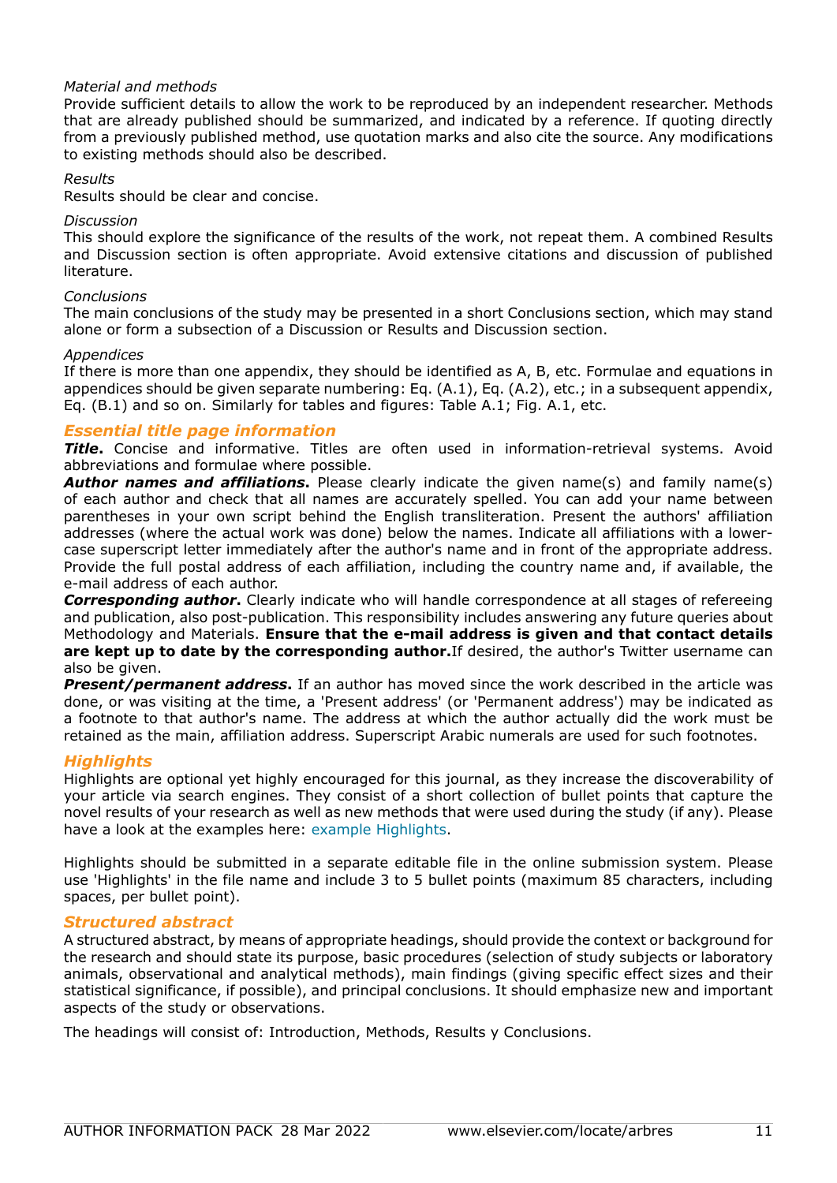*Material and methods*

Provide sufficient details to allow the work to be reproduced by an independent researcher. Methods that are already published should be summarized, and indicated by a reference. If quoting directly from a previously published method, use quotation marks and also cite the source. Any modifications to existing methods should also be described.

*Results*

Results should be clear and concise.

*Discussion*

This should explore the significance of the results of the work, not repeat them. A combined Results and Discussion section is often appropriate. Avoid extensive citations and discussion of published literature.

*Conclusions*

The main conclusions of the study may be presented in a short Conclusions section, which may stand alone or form a subsection of a Discussion or Results and Discussion section.

*Appendices*

If there is more than one appendix, they should be identified as A, B, etc. Formulae and equations in appendices should be given separate numbering: Eq. (A.1), Eq. (A.2), etc.; in a subsequent appendix, Eq. (B.1) and so on. Similarly for tables and figures: Table A.1; Fig. A.1, etc.

## *Essential title page information*

***Title.*** Concise and informative. Titles are often used in information-retrieval systems. Avoid abbreviations and formulae where possible.

***Author names and affiliations.*** Please clearly indicate the given name(s) and family name(s) of each author and check that all names are accurately spelled. You can add your name between parentheses in your own script behind the English transliteration. Present the authors' affiliation addresses (where the actual work was done) below the names. Indicate all affiliations with a lower-case superscript letter immediately after the author's name and in front of the appropriate address. Provide the full postal address of each affiliation, including the country name and, if available, the e-mail address of each author.

***Corresponding author.*** Clearly indicate who will handle correspondence at all stages of refereeing and publication, also post-publication. This responsibility includes answering any future queries about Methodology and Materials. **Ensure that the e-mail address is given and that contact details are kept up to date by the corresponding author.**If desired, the author's Twitter username can also be given.

***Present/permanent address.*** If an author has moved since the work described in the article was done, or was visiting at the time, a 'Present address' (or 'Permanent address') may be indicated as a footnote to that author's name. The address at which the author actually did the work must be retained as the main, affiliation address. Superscript Arabic numerals are used for such footnotes.

## *Highlights*

Highlights are optional yet highly encouraged for this journal, as they increase the discoverability of your article via search engines. They consist of a short collection of bullet points that capture the novel results of your research as well as new methods that were used during the study (if any). Please have a look at the examples here: example Highlights.

Highlights should be submitted in a separate editable file in the online submission system. Please use 'Highlights' in the file name and include 3 to 5 bullet points (maximum 85 characters, including spaces, per bullet point).

## *Structured abstract*

A structured abstract, by means of appropriate headings, should provide the context or background for the research and should state its purpose, basic procedures (selection of study subjects or laboratory animals, observational and analytical methods), main findings (giving specific effect sizes and their statistical significance, if possible), and principal conclusions. It should emphasize new and important aspects of the study or observations.

The headings will consist of: Introduction, Methods, Results y Conclusions.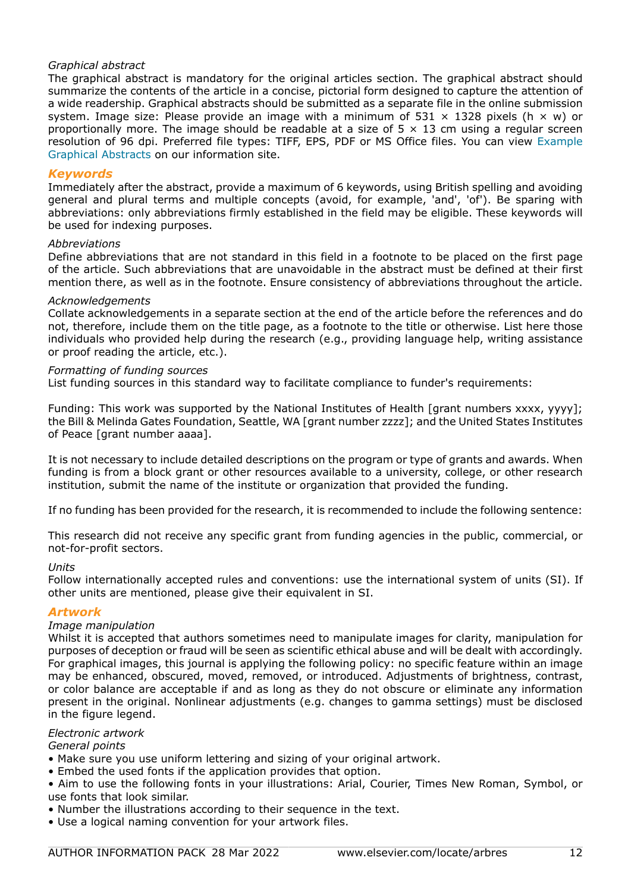*Graphical abstract*

The graphical abstract is mandatory for the original articles section. The graphical abstract should summarize the contents of the article in a concise, pictorial form designed to capture the attention of a wide readership. Graphical abstracts should be submitted as a separate file in the online submission system. Image size: Please provide an image with a minimum of 531 × 1328 pixels (h × w) or proportionally more. The image should be readable at a size of 5 × 13 cm using a regular screen resolution of 96 dpi. Preferred file types: TIFF, EPS, PDF or MS Office files. You can view Example Graphical Abstracts on our information site.

## Keywords

Immediately after the abstract, provide a maximum of 6 keywords, using British spelling and avoiding general and plural terms and multiple concepts (avoid, for example, 'and', 'of'). Be sparing with abbreviations: only abbreviations firmly established in the field may be eligible. These keywords will be used for indexing purposes.

*Abbreviations*

Define abbreviations that are not standard in this field in a footnote to be placed on the first page of the article. Such abbreviations that are unavoidable in the abstract must be defined at their first mention there, as well as in the footnote. Ensure consistency of abbreviations throughout the article.

*Acknowledgements*

Collate acknowledgements in a separate section at the end of the article before the references and do not, therefore, include them on the title page, as a footnote to the title or otherwise. List here those individuals who provided help during the research (e.g., providing language help, writing assistance or proof reading the article, etc.).

*Formatting of funding sources*

List funding sources in this standard way to facilitate compliance to funder's requirements:

Funding: This work was supported by the National Institutes of Health [grant numbers xxxx, yyyy]; the Bill & Melinda Gates Foundation, Seattle, WA [grant number zzzz]; and the United States Institutes of Peace [grant number aaaa].

It is not necessary to include detailed descriptions on the program or type of grants and awards. When funding is from a block grant or other resources available to a university, college, or other research institution, submit the name of the institute or organization that provided the funding.

If no funding has been provided for the research, it is recommended to include the following sentence:

This research did not receive any specific grant from funding agencies in the public, commercial, or not-for-profit sectors.

*Units*

Follow internationally accepted rules and conventions: use the international system of units (SI). If other units are mentioned, please give their equivalent in SI.

## Artwork

*Image manipulation*

Whilst it is accepted that authors sometimes need to manipulate images for clarity, manipulation for purposes of deception or fraud will be seen as scientific ethical abuse and will be dealt with accordingly. For graphical images, this journal is applying the following policy: no specific feature within an image may be enhanced, obscured, moved, removed, or introduced. Adjustments of brightness, contrast, or color balance are acceptable if and as long as they do not obscure or eliminate any information present in the original. Nonlinear adjustments (e.g. changes to gamma settings) must be disclosed in the figure legend.

*Electronic artwork*

*General points*

- Make sure you use uniform lettering and sizing of your original artwork.
- Embed the used fonts if the application provides that option.
- Aim to use the following fonts in your illustrations: Arial, Courier, Times New Roman, Symbol, or use fonts that look similar.
- Number the illustrations according to their sequence in the text.
- Use a logical naming convention for your artwork files.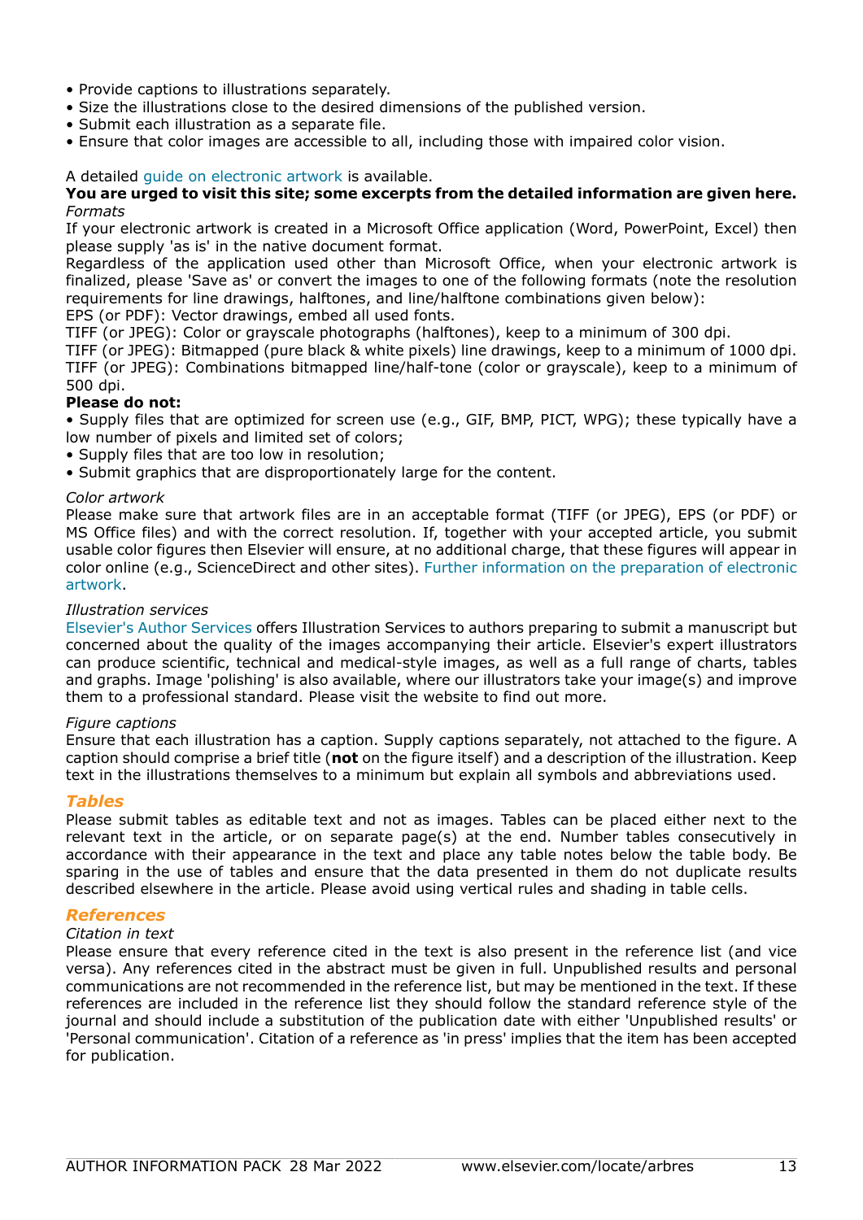- Provide captions to illustrations separately.
- Size the illustrations close to the desired dimensions of the published version.
- Submit each illustration as a separate file.
- Ensure that color images are accessible to all, including those with impaired color vision.

A detailed guide on electronic artwork is available.

**You are urged to visit this site; some excerpts from the detailed information are given here.**

*Formats*

If your electronic artwork is created in a Microsoft Office application (Word, PowerPoint, Excel) then please supply 'as is' in the native document format.

Regardless of the application used other than Microsoft Office, when your electronic artwork is finalized, please 'Save as' or convert the images to one of the following formats (note the resolution requirements for line drawings, halftones, and line/halftone combinations given below):

EPS (or PDF): Vector drawings, embed all used fonts.

TIFF (or JPEG): Color or grayscale photographs (halftones), keep to a minimum of 300 dpi.

TIFF (or JPEG): Bitmapped (pure black & white pixels) line drawings, keep to a minimum of 1000 dpi.

TIFF (or JPEG): Combinations bitmapped line/half-tone (color or grayscale), keep to a minimum of 500 dpi.

**Please do not:**

- Supply files that are optimized for screen use (e.g., GIF, BMP, PICT, WPG); these typically have a low number of pixels and limited set of colors;
- Supply files that are too low in resolution;
- Submit graphics that are disproportionately large for the content.

*Color artwork*

Please make sure that artwork files are in an acceptable format (TIFF (or JPEG), EPS (or PDF) or MS Office files) and with the correct resolution. If, together with your accepted article, you submit usable color figures then Elsevier will ensure, at no additional charge, that these figures will appear in color online (e.g., ScienceDirect and other sites). Further information on the preparation of electronic artwork.

*Illustration services*

Elsevier's Author Services offers Illustration Services to authors preparing to submit a manuscript but concerned about the quality of the images accompanying their article. Elsevier's expert illustrators can produce scientific, technical and medical-style images, as well as a full range of charts, tables and graphs. Image 'polishing' is also available, where our illustrators take your image(s) and improve them to a professional standard. Please visit the website to find out more.

*Figure captions*

Ensure that each illustration has a caption. Supply captions separately, not attached to the figure. A caption should comprise a brief title (**not** on the figure itself) and a description of the illustration. Keep text in the illustrations themselves to a minimum but explain all symbols and abbreviations used.

## *Tables*

Please submit tables as editable text and not as images. Tables can be placed either next to the relevant text in the article, or on separate page(s) at the end. Number tables consecutively in accordance with their appearance in the text and place any table notes below the table body. Be sparing in the use of tables and ensure that the data presented in them do not duplicate results described elsewhere in the article. Please avoid using vertical rules and shading in table cells.

## *References*

*Citation in text*

Please ensure that every reference cited in the text is also present in the reference list (and vice versa). Any references cited in the abstract must be given in full. Unpublished results and personal communications are not recommended in the reference list, but may be mentioned in the text. If these references are included in the reference list they should follow the standard reference style of the journal and should include a substitution of the publication date with either 'Unpublished results' or 'Personal communication'. Citation of a reference as 'in press' implies that the item has been accepted for publication.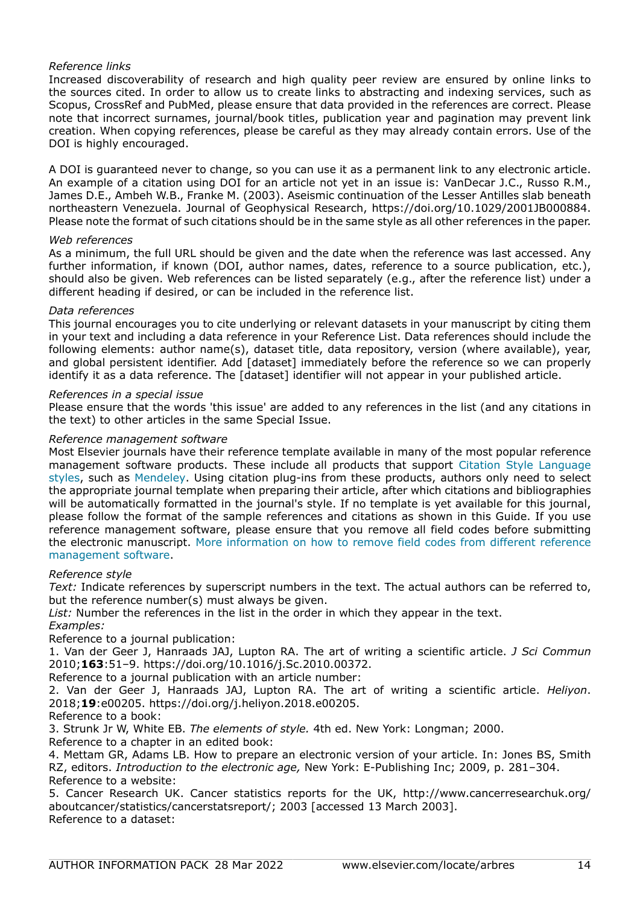*Reference links*

Increased discoverability of research and high quality peer review are ensured by online links to the sources cited. In order to allow us to create links to abstracting and indexing services, such as Scopus, CrossRef and PubMed, please ensure that data provided in the references are correct. Please note that incorrect surnames, journal/book titles, publication year and pagination may prevent link creation. When copying references, please be careful as they may already contain errors. Use of the DOI is highly encouraged.

A DOI is guaranteed never to change, so you can use it as a permanent link to any electronic article. An example of a citation using DOI for an article not yet in an issue is: VanDecar J.C., Russo R.M., James D.E., Ambeh W.B., Franke M. (2003). Aseismic continuation of the Lesser Antilles slab beneath northeastern Venezuela. Journal of Geophysical Research, https://doi.org/10.1029/2001JB000884. Please note the format of such citations should be in the same style as all other references in the paper.

*Web references*

As a minimum, the full URL should be given and the date when the reference was last accessed. Any further information, if known (DOI, author names, dates, reference to a source publication, etc.), should also be given. Web references can be listed separately (e.g., after the reference list) under a different heading if desired, or can be included in the reference list.

*Data references*

This journal encourages you to cite underlying or relevant datasets in your manuscript by citing them in your text and including a data reference in your Reference List. Data references should include the following elements: author name(s), dataset title, data repository, version (where available), year, and global persistent identifier. Add [dataset] immediately before the reference so we can properly identify it as a data reference. The [dataset] identifier will not appear in your published article.

*References in a special issue*

Please ensure that the words 'this issue' are added to any references in the list (and any citations in the text) to other articles in the same Special Issue.

*Reference management software*

Most Elsevier journals have their reference template available in many of the most popular reference management software products. These include all products that support Citation Style Language styles, such as Mendeley. Using citation plug-ins from these products, authors only need to select the appropriate journal template when preparing their article, after which citations and bibliographies will be automatically formatted in the journal's style. If no template is yet available for this journal, please follow the format of the sample references and citations as shown in this Guide. If you use reference management software, please ensure that you remove all field codes before submitting the electronic manuscript. More information on how to remove field codes from different reference management software.

*Reference style*

*Text:* Indicate references by superscript numbers in the text. The actual authors can be referred to, but the reference number(s) must always be given.

*List:* Number the references in the list in the order in which they appear in the text.

*Examples:*

Reference to a journal publication:

1. Van der Geer J, Hanraads JAJ, Lupton RA. The art of writing a scientific article. *J Sci Commun* 2010;**163**:51–9. https://doi.org/10.1016/j.Sc.2010.00372.

Reference to a journal publication with an article number:

2. Van der Geer J, Hanraads JAJ, Lupton RA. The art of writing a scientific article. *Heliyon*. 2018;**19**:e00205. https://doi.org/j.heliyon.2018.e00205.

Reference to a book:

3. Strunk Jr W, White EB. *The elements of style.* 4th ed. New York: Longman; 2000.

Reference to a chapter in an edited book:

4. Mettam GR, Adams LB. How to prepare an electronic version of your article. In: Jones BS, Smith RZ, editors. *Introduction to the electronic age,* New York: E-Publishing Inc; 2009, p. 281–304.

Reference to a website:

5. Cancer Research UK. Cancer statistics reports for the UK, http://www.cancerresearchuk.org/aboutcancer/statistics/cancerstatsreport/; 2003 [accessed 13 March 2003].

Reference to a dataset: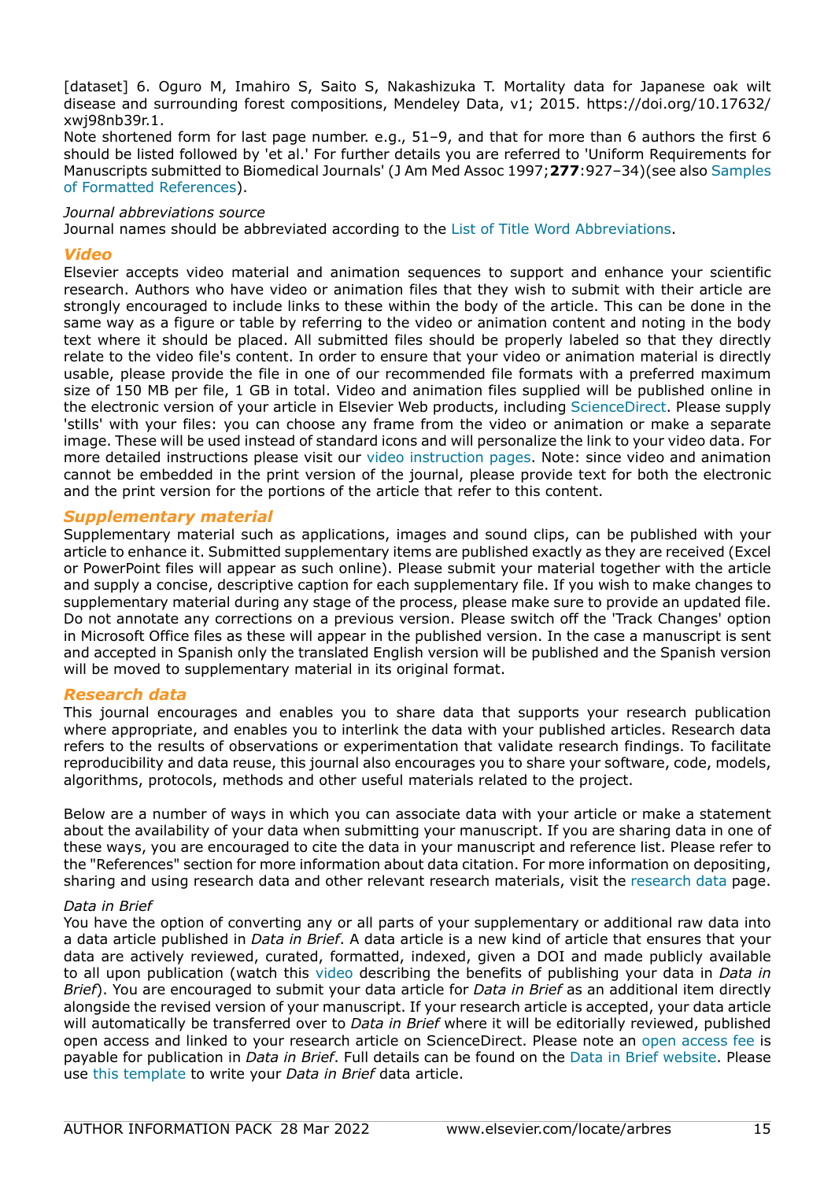[dataset] 6. Oguro M, Imahiro S, Saito S, Nakashizuka T. Mortality data for Japanese oak wilt disease and surrounding forest compositions, Mendeley Data, v1; 2015. https://doi.org/10.17632/xwj98nb39r.1.

Note shortened form for last page number. e.g., 51–9, and that for more than 6 authors the first 6 should be listed followed by 'et al.' For further details you are referred to 'Uniform Requirements for Manuscripts submitted to Biomedical Journals' (J Am Med Assoc 1997;**277**:927–34)(see also Samples of Formatted References).

*Journal abbreviations source*

Journal names should be abbreviated according to the List of Title Word Abbreviations.

### *Video*

Elsevier accepts video material and animation sequences to support and enhance your scientific research. Authors who have video or animation files that they wish to submit with their article are strongly encouraged to include links to these within the body of the article. This can be done in the same way as a figure or table by referring to the video or animation content and noting in the body text where it should be placed. All submitted files should be properly labeled so that they directly relate to the video file's content. In order to ensure that your video or animation material is directly usable, please provide the file in one of our recommended file formats with a preferred maximum size of 150 MB per file, 1 GB in total. Video and animation files supplied will be published online in the electronic version of your article in Elsevier Web products, including ScienceDirect. Please supply 'stills' with your files: you can choose any frame from the video or animation or make a separate image. These will be used instead of standard icons and will personalize the link to your video data. For more detailed instructions please visit our video instruction pages. Note: since video and animation cannot be embedded in the print version of the journal, please provide text for both the electronic and the print version for the portions of the article that refer to this content.

### *Supplementary material*

Supplementary material such as applications, images and sound clips, can be published with your article to enhance it. Submitted supplementary items are published exactly as they are received (Excel or PowerPoint files will appear as such online). Please submit your material together with the article and supply a concise, descriptive caption for each supplementary file. If you wish to make changes to supplementary material during any stage of the process, please make sure to provide an updated file. Do not annotate any corrections on a previous version. Please switch off the 'Track Changes' option in Microsoft Office files as these will appear in the published version. In the case a manuscript is sent and accepted in Spanish only the translated English version will be published and the Spanish version will be moved to supplementary material in its original format.

### *Research data*

This journal encourages and enables you to share data that supports your research publication where appropriate, and enables you to interlink the data with your published articles. Research data refers to the results of observations or experimentation that validate research findings. To facilitate reproducibility and data reuse, this journal also encourages you to share your software, code, models, algorithms, protocols, methods and other useful materials related to the project.

Below are a number of ways in which you can associate data with your article or make a statement about the availability of your data when submitting your manuscript. If you are sharing data in one of these ways, you are encouraged to cite the data in your manuscript and reference list. Please refer to the "References" section for more information about data citation. For more information on depositing, sharing and using research data and other relevant research materials, visit the research data page.

*Data in Brief*

You have the option of converting any or all parts of your supplementary or additional raw data into a data article published in *Data in Brief*. A data article is a new kind of article that ensures that your data are actively reviewed, curated, formatted, indexed, given a DOI and made publicly available to all upon publication (watch this video describing the benefits of publishing your data in *Data in Brief*). You are encouraged to submit your data article for *Data in Brief* as an additional item directly alongside the revised version of your manuscript. If your research article is accepted, your data article will automatically be transferred over to *Data in Brief* where it will be editorially reviewed, published open access and linked to your research article on ScienceDirect. Please note an open access fee is payable for publication in *Data in Brief*. Full details can be found on the Data in Brief website. Please use this template to write your *Data in Brief* data article.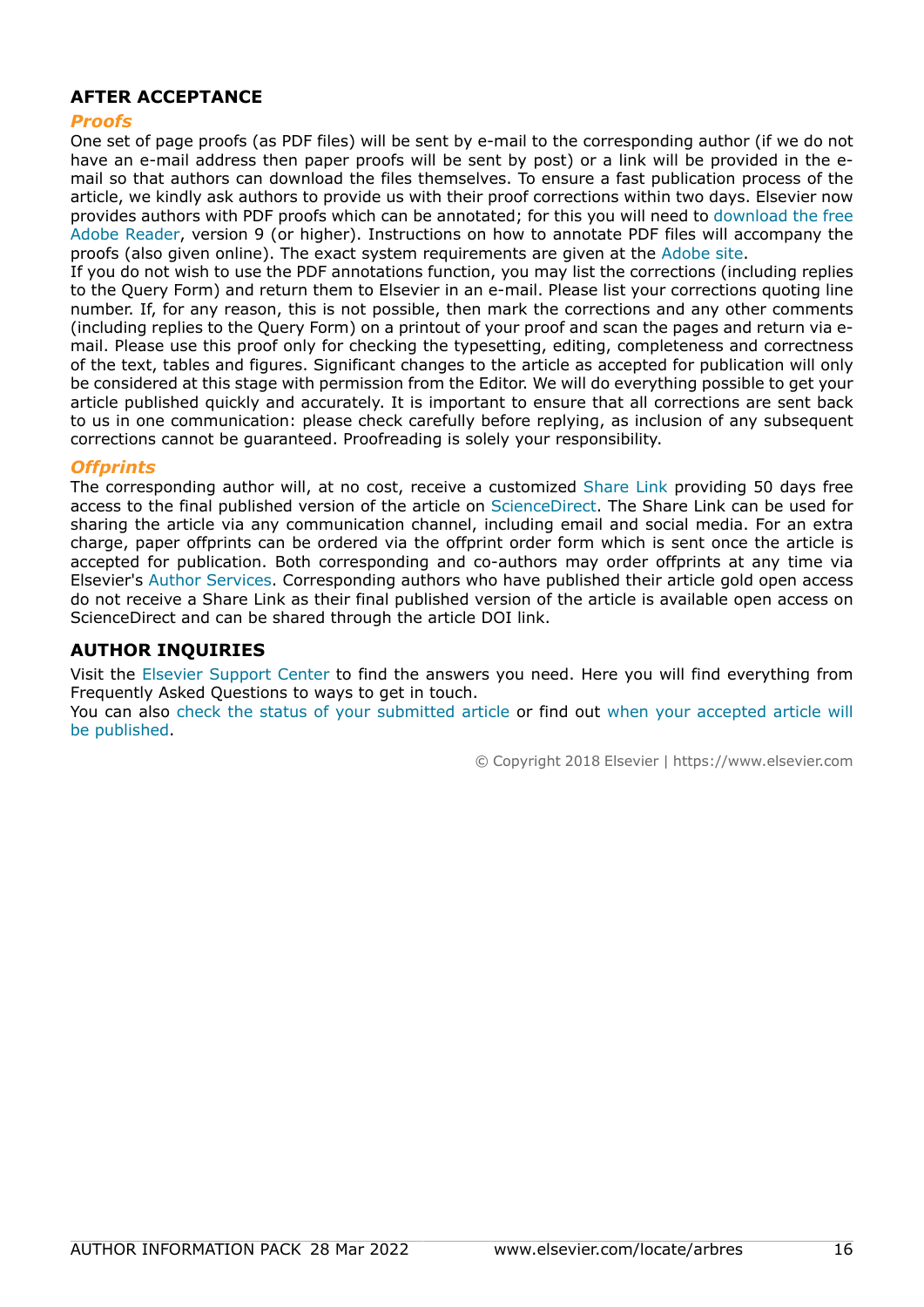## AFTER ACCEPTANCE

### *Proofs*

One set of page proofs (as PDF files) will be sent by e-mail to the corresponding author (if we do not have an e-mail address then paper proofs will be sent by post) or a link will be provided in the e-mail so that authors can download the files themselves. To ensure a fast publication process of the article, we kindly ask authors to provide us with their proof corrections within two days. Elsevier now provides authors with PDF proofs which can be annotated; for this you will need to download the free Adobe Reader, version 9 (or higher). Instructions on how to annotate PDF files will accompany the proofs (also given online). The exact system requirements are given at the Adobe site.

If you do not wish to use the PDF annotations function, you may list the corrections (including replies to the Query Form) and return them to Elsevier in an e-mail. Please list your corrections quoting line number. If, for any reason, this is not possible, then mark the corrections and any other comments (including replies to the Query Form) on a printout of your proof and scan the pages and return via e-mail. Please use this proof only for checking the typesetting, editing, completeness and correctness of the text, tables and figures. Significant changes to the article as accepted for publication will only be considered at this stage with permission from the Editor. We will do everything possible to get your article published quickly and accurately. It is important to ensure that all corrections are sent back to us in one communication: please check carefully before replying, as inclusion of any subsequent corrections cannot be guaranteed. Proofreading is solely your responsibility.

### *Offprints*

The corresponding author will, at no cost, receive a customized Share Link providing 50 days free access to the final published version of the article on ScienceDirect. The Share Link can be used for sharing the article via any communication channel, including email and social media. For an extra charge, paper offprints can be ordered via the offprint order form which is sent once the article is accepted for publication. Both corresponding and co-authors may order offprints at any time via Elsevier's Author Services. Corresponding authors who have published their article gold open access do not receive a Share Link as their final published version of the article is available open access on ScienceDirect and can be shared through the article DOI link.

## AUTHOR INQUIRIES

Visit the Elsevier Support Center to find the answers you need. Here you will find everything from Frequently Asked Questions to ways to get in touch.

You can also check the status of your submitted article or find out when your accepted article will be published.

© Copyright 2018 Elsevier | https://www.elsevier.com